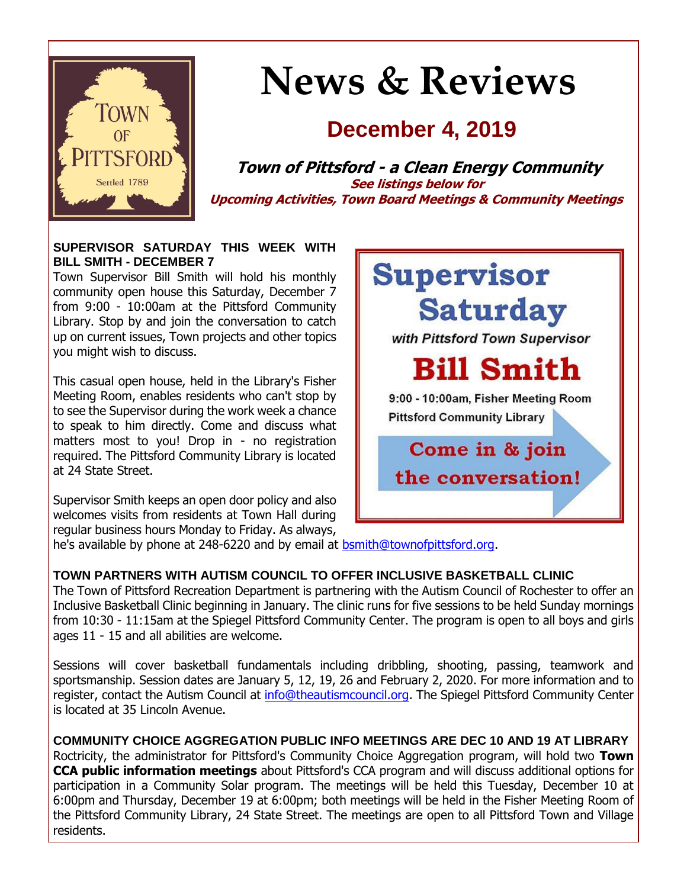# News & Reviews

## December 4, 2019

**Town of Pittsford - a Clean Energy Community**

**See listings below for Upcoming Activities, Town Board Meetings & Community Meetings**

### SUPERVISOR SATURDAY THIS WEEK WITH BILL SMITH - DECEMBER 7

Town Supervisor Bill Smith will hold his monthly community open house this Saturday, December 7 from 9:00 - 10:00am at the Pittsford Community Library. Stop by and join the conversation to catch up on current issues, Town projects and other topics you might wish to discuss.

This casual open house, held in the Library's Fisher Meeting Room, enables residents who can't stop by to see the Supervisor during the work week a chance to speak to him directly. Come and discuss what matters most to you! Drop in - no registration required. The Pittsford Community Library is located at 24 State Street.

Supervisor Smith keeps an open door policy and also welcomes visits from residents at Town Hall during regular business hours Monday to Friday. As always, he's available by phone at 248-6220 and by email at bsmith@townofpittsford.org.

**Supervisor Saturday**

*with Pittsford Town Supervisor*

**Bill Smith**

9:00 - 10:00am, Fisher Meeting Room
Pittsford Community Library

**Come in & join the conversation!**

### TOWN PARTNERS WITH AUTISM COUNCIL TO OFFER INCLUSIVE BASKETBALL CLINIC

The Town of Pittsford Recreation Department is partnering with the Autism Council of Rochester to offer an Inclusive Basketball Clinic beginning in January. The clinic runs for five sessions to be held Sunday mornings from 10:30 - 11:15am at the Spiegel Pittsford Community Center. The program is open to all boys and girls ages 11 - 15 and all abilities are welcome.

Sessions will cover basketball fundamentals including dribbling, shooting, passing, teamwork and sportsmanship. Session dates are January 5, 12, 19, 26 and February 2, 2020. For more information and to register, contact the Autism Council at info@theautismcouncil.org. The Spiegel Pittsford Community Center is located at 35 Lincoln Avenue.

### COMMUNITY CHOICE AGGREGATION PUBLIC INFO MEETINGS ARE DEC 10 AND 19 AT LIBRARY

Roctricity, the administrator for Pittsford's Community Choice Aggregation program, will hold two **Town CCA public information meetings** about Pittsford's CCA program and will discuss additional options for participation in a Community Solar program. The meetings will be held this Tuesday, December 10 at 6:00pm and Thursday, December 19 at 6:00pm; both meetings will be held in the Fisher Meeting Room of the Pittsford Community Library, 24 State Street. The meetings are open to all Pittsford Town and Village residents.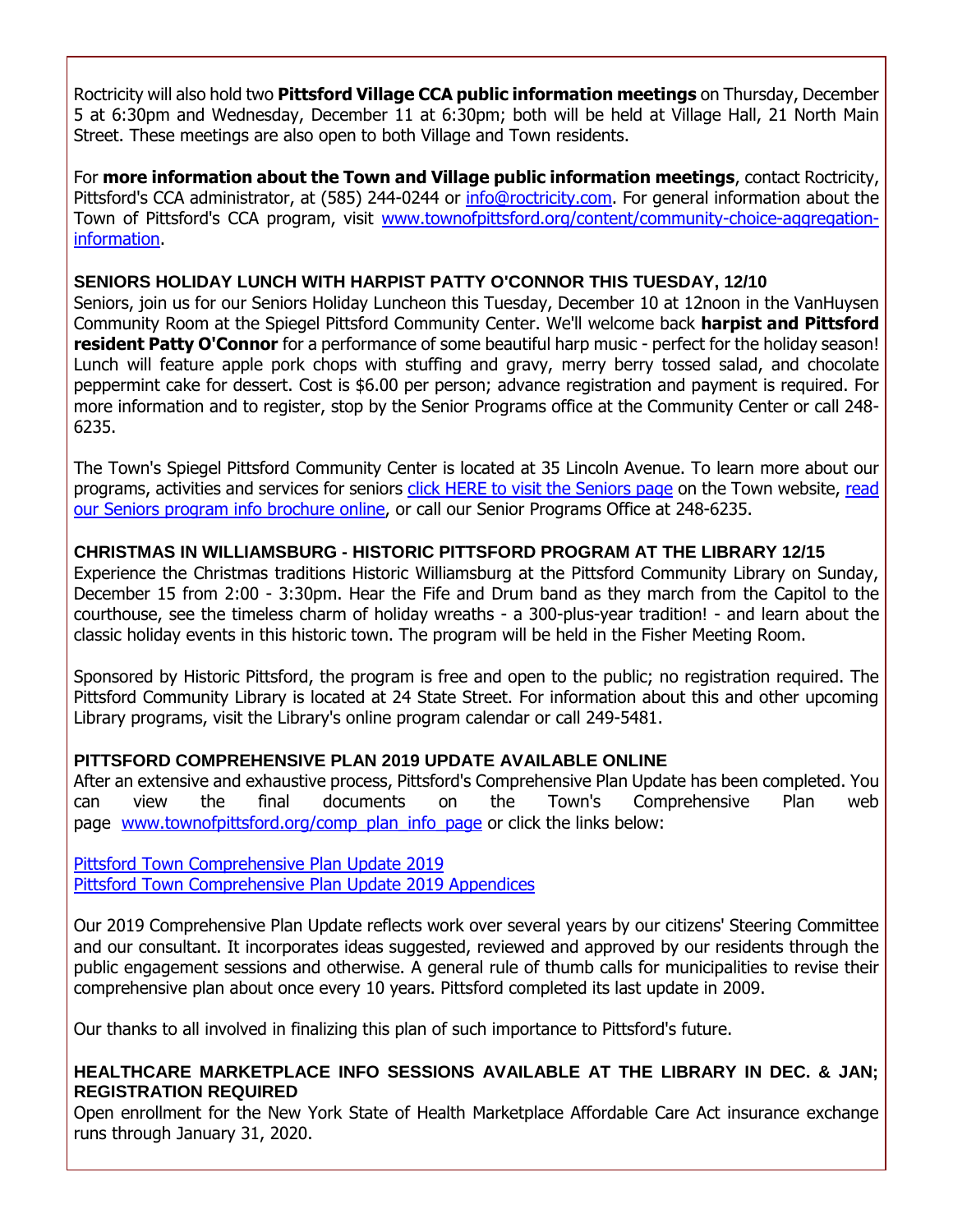Roctricity will also hold two **Pittsford Village CCA public information meetings** on Thursday, December 5 at 6:30pm and Wednesday, December 11 at 6:30pm; both will be held at Village Hall, 21 North Main Street. These meetings are also open to both Village and Town residents.

For **more information about the Town and Village public information meetings**, contact Roctricity, Pittsford's CCA administrator, at (585) 244-0244 or [info@roctricity.com](mailto:info@roctricity.com). For general information about the Town of Pittsford's CCA program, visit [www.townofpittsford.org/content/community-choice-aggregation-information](www.townofpittsford.org/content/community-choice-aggregation-information).

### SENIORS HOLIDAY LUNCH WITH HARPIST PATTY O'CONNOR THIS TUESDAY, 12/10

Seniors, join us for our Seniors Holiday Luncheon this Tuesday, December 10 at 12noon in the VanHuysen Community Room at the Spiegel Pittsford Community Center. We'll welcome back **harpist and Pittsford resident Patty O'Connor** for a performance of some beautiful harp music - perfect for the holiday season! Lunch will feature apple pork chops with stuffing and gravy, merry berry tossed salad, and chocolate peppermint cake for dessert. Cost is $6.00 per person; advance registration and payment is required. For more information and to register, stop by the Senior Programs office at the Community Center or call 248-6235.

The Town's Spiegel Pittsford Community Center is located at 35 Lincoln Avenue. To learn more about our programs, activities and services for seniors click HERE to visit the Seniors page on the Town website, read our Seniors program info brochure online, or call our Senior Programs Office at 248-6235.

### CHRISTMAS IN WILLIAMSBURG - HISTORIC PITTSFORD PROGRAM AT THE LIBRARY 12/15

Experience the Christmas traditions Historic Williamsburg at the Pittsford Community Library on Sunday, December 15 from 2:00 - 3:30pm. Hear the Fife and Drum band as they march from the Capitol to the courthouse, see the timeless charm of holiday wreaths - a 300-plus-year tradition! - and learn about the classic holiday events in this historic town. The program will be held in the Fisher Meeting Room.

Sponsored by Historic Pittsford, the program is free and open to the public; no registration required. The Pittsford Community Library is located at 24 State Street. For information about this and other upcoming Library programs, visit the Library's online program calendar or call 249-5481.

### PITTSFORD COMPREHENSIVE PLAN 2019 UPDATE AVAILABLE ONLINE

After an extensive and exhaustive process, Pittsford's Comprehensive Plan Update has been completed. You can view the final documents on the Town's Comprehensive Plan web page [www.townofpittsford.org/comp_plan_info_page](www.townofpittsford.org/comp_plan_info_page) or click the links below:

Pittsford Town Comprehensive Plan Update 2019
Pittsford Town Comprehensive Plan Update 2019 Appendices

Our 2019 Comprehensive Plan Update reflects work over several years by our citizens' Steering Committee and our consultant. It incorporates ideas suggested, reviewed and approved by our residents through the public engagement sessions and otherwise. A general rule of thumb calls for municipalities to revise their comprehensive plan about once every 10 years. Pittsford completed its last update in 2009.

Our thanks to all involved in finalizing this plan of such importance to Pittsford's future.

### HEALTHCARE MARKETPLACE INFO SESSIONS AVAILABLE AT THE LIBRARY IN DEC. & JAN; REGISTRATION REQUIRED

Open enrollment for the New York State of Health Marketplace Affordable Care Act insurance exchange runs through January 31, 2020.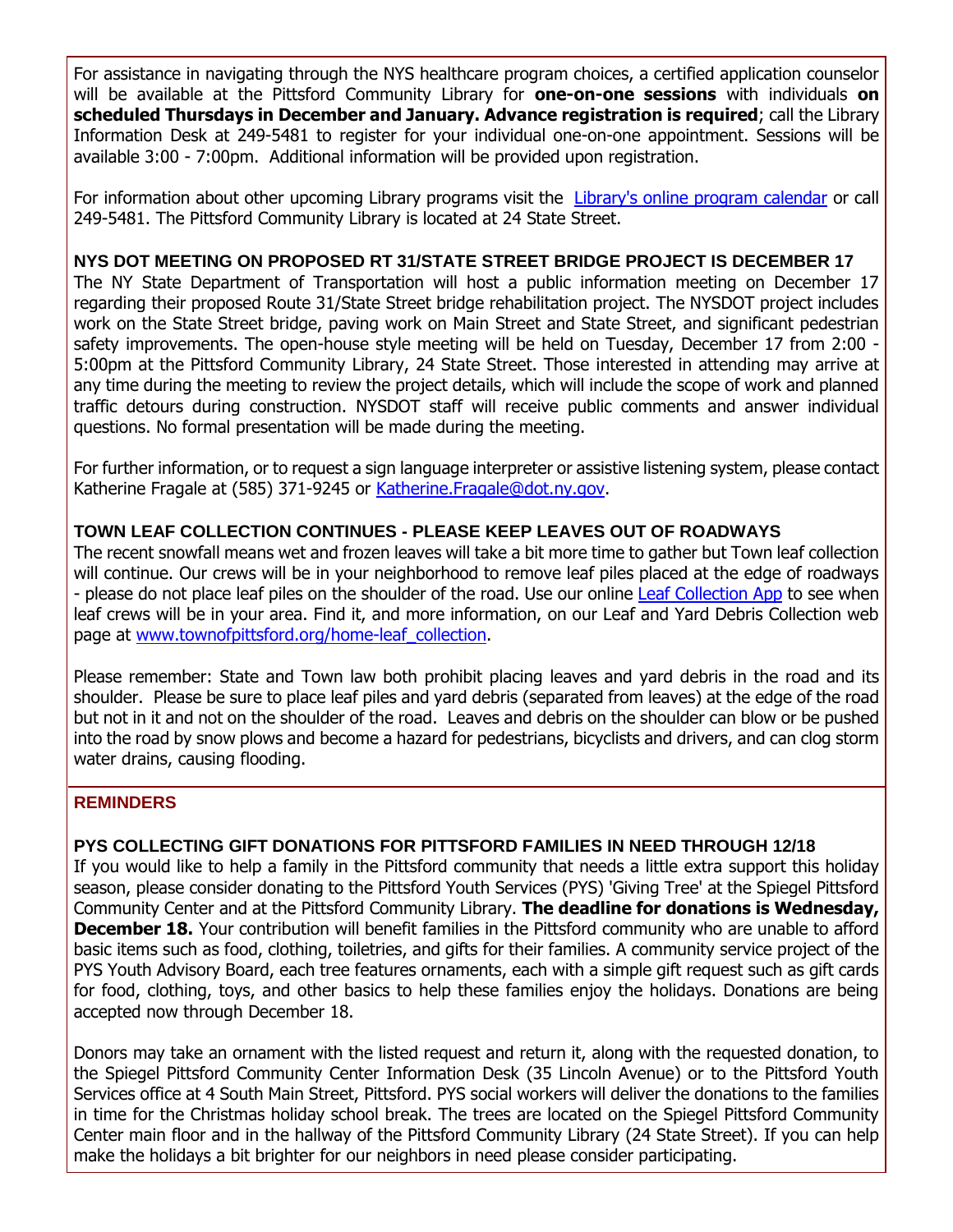For assistance in navigating through the NYS healthcare program choices, a certified application counselor will be available at the Pittsford Community Library for **one-on-one sessions** with individuals **on scheduled Thursdays in December and January. Advance registration is required**; call the Library Information Desk at 249-5481 to register for your individual one-on-one appointment. Sessions will be available 3:00 - 7:00pm. Additional information will be provided upon registration.

For information about other upcoming Library programs visit the [Library's online program calendar]() or call 249-5481. The Pittsford Community Library is located at 24 State Street.

**NYS DOT MEETING ON PROPOSED RT 31/STATE STREET BRIDGE PROJECT IS DECEMBER 17**

The NY State Department of Transportation will host a public information meeting on December 17 regarding their proposed Route 31/State Street bridge rehabilitation project. The NYSDOT project includes work on the State Street bridge, paving work on Main Street and State Street, and significant pedestrian safety improvements. The open-house style meeting will be held on Tuesday, December 17 from 2:00 - 5:00pm at the Pittsford Community Library, 24 State Street. Those interested in attending may arrive at any time during the meeting to review the project details, which will include the scope of work and planned traffic detours during construction. NYSDOT staff will receive public comments and answer individual questions. No formal presentation will be made during the meeting.

For further information, or to request a sign language interpreter or assistive listening system, please contact Katherine Fragale at (585) 371-9245 or Katherine.Fragale@dot.ny.gov.

**TOWN LEAF COLLECTION CONTINUES - PLEASE KEEP LEAVES OUT OF ROADWAYS**

The recent snowfall means wet and frozen leaves will take a bit more time to gather but Town leaf collection will continue. Our crews will be in your neighborhood to remove leaf piles placed at the edge of roadways - please do not place leaf piles on the shoulder of the road. Use our online [Leaf Collection App]() to see when leaf crews will be in your area. Find it, and more information, on our Leaf and Yard Debris Collection web page at www.townofpittsford.org/home-leaf_collection.

Please remember: State and Town law both prohibit placing leaves and yard debris in the road and its shoulder. Please be sure to place leaf piles and yard debris (separated from leaves) at the edge of the road but not in it and not on the shoulder of the road. Leaves and debris on the shoulder can blow or be pushed into the road by snow plows and become a hazard for pedestrians, bicyclists and drivers, and can clog storm water drains, causing flooding.

## REMINDERS

**PYS COLLECTING GIFT DONATIONS FOR PITTSFORD FAMILIES IN NEED THROUGH 12/18**

If you would like to help a family in the Pittsford community that needs a little extra support this holiday season, please consider donating to the Pittsford Youth Services (PYS) 'Giving Tree' at the Spiegel Pittsford Community Center and at the Pittsford Community Library. **The deadline for donations is Wednesday, December 18.** Your contribution will benefit families in the Pittsford community who are unable to afford basic items such as food, clothing, toiletries, and gifts for their families. A community service project of the PYS Youth Advisory Board, each tree features ornaments, each with a simple gift request such as gift cards for food, clothing, toys, and other basics to help these families enjoy the holidays. Donations are being accepted now through December 18.

Donors may take an ornament with the listed request and return it, along with the requested donation, to the Spiegel Pittsford Community Center Information Desk (35 Lincoln Avenue) or to the Pittsford Youth Services office at 4 South Main Street, Pittsford. PYS social workers will deliver the donations to the families in time for the Christmas holiday school break. The trees are located on the Spiegel Pittsford Community Center main floor and in the hallway of the Pittsford Community Library (24 State Street). If you can help make the holidays a bit brighter for our neighbors in need please consider participating.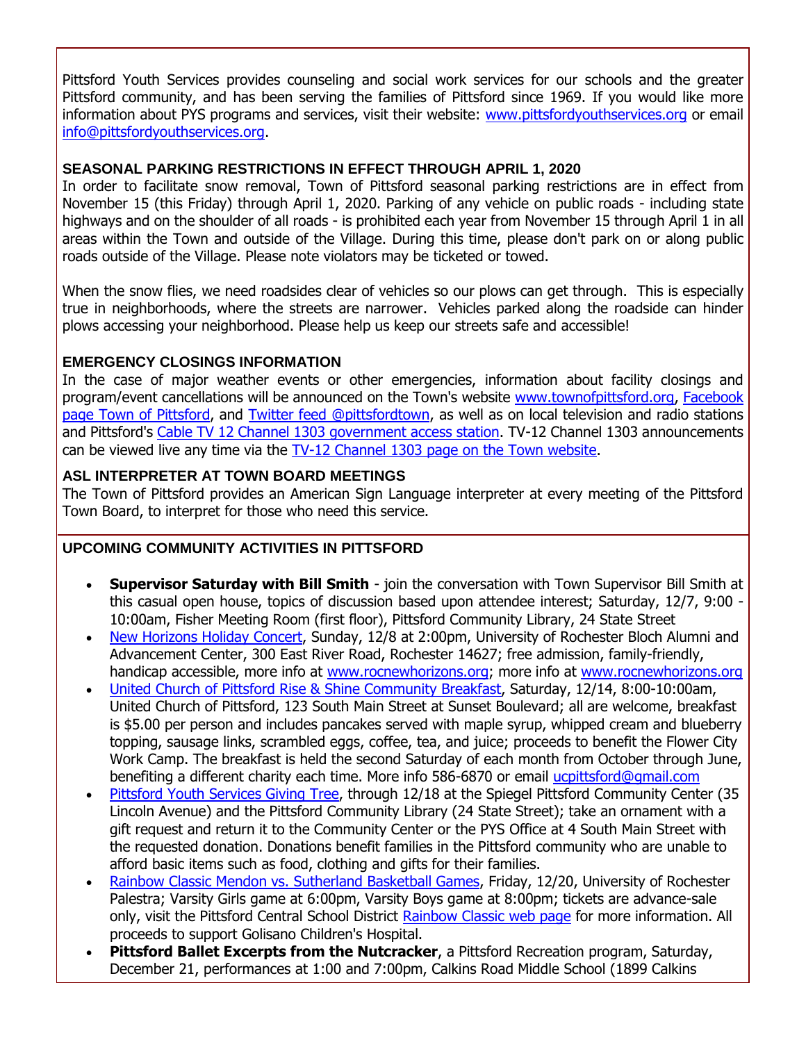Pittsford Youth Services provides counseling and social work services for our schools and the greater Pittsford community, and has been serving the families of Pittsford since 1969. If you would like more information about PYS programs and services, visit their website: [www.pittsfordyouthservices.org](www.pittsfordyouthservices.org) or email [info@pittsfordyouthservices.org](mailto:info@pittsfordyouthservices.org).

### SEASONAL PARKING RESTRICTIONS IN EFFECT THROUGH APRIL 1, 2020

In order to facilitate snow removal, Town of Pittsford seasonal parking restrictions are in effect from November 15 (this Friday) through April 1, 2020. Parking of any vehicle on public roads - including state highways and on the shoulder of all roads - is prohibited each year from November 15 through April 1 in all areas within the Town and outside of the Village. During this time, please don't park on or along public roads outside of the Village. Please note violators may be ticketed or towed.

When the snow flies, we need roadsides clear of vehicles so our plows can get through. This is especially true in neighborhoods, where the streets are narrower. Vehicles parked along the roadside can hinder plows accessing your neighborhood. Please help us keep our streets safe and accessible!

### EMERGENCY CLOSINGS INFORMATION

In the case of major weather events or other emergencies, information about facility closings and program/event cancellations will be announced on the Town's website [www.townofpittsford.org](www.townofpittsford.org), [Facebook page Town of Pittsford](), and [Twitter feed @pittsfordtown](), as well as on local television and radio stations and Pittsford's [Cable TV 12 Channel 1303 government access station](). TV-12 Channel 1303 announcements can be viewed live any time via the [TV-12 Channel 1303 page on the Town website]().

### ASL INTERPRETER AT TOWN BOARD MEETINGS

The Town of Pittsford provides an American Sign Language interpreter at every meeting of the Pittsford Town Board, to interpret for those who need this service.

### UPCOMING COMMUNITY ACTIVITIES IN PITTSFORD

- **Supervisor Saturday with Bill Smith** - join the conversation with Town Supervisor Bill Smith at this casual open house, topics of discussion based upon attendee interest; Saturday, 12/7, 9:00 - 10:00am, Fisher Meeting Room (first floor), Pittsford Community Library, 24 State Street
- [New Horizons Holiday Concert](), Sunday, 12/8 at 2:00pm, University of Rochester Bloch Alumni and Advancement Center, 300 East River Road, Rochester 14627; free admission, family-friendly, handicap accessible, more info at [www.rocnewhorizons.org](www.rocnewhorizons.org); more info at [www.rocnewhorizons.org](www.rocnewhorizons.org)
- [United Church of Pittsford Rise & Shine Community Breakfast](), Saturday, 12/14, 8:00-10:00am, United Church of Pittsford, 123 South Main Street at Sunset Boulevard; all are welcome, breakfast is $5.00 per person and includes pancakes served with maple syrup, whipped cream and blueberry topping, sausage links, scrambled eggs, coffee, tea, and juice; proceeds to benefit the Flower City Work Camp. The breakfast is held the second Saturday of each month from October through June, benefiting a different charity each time. More info 586-6870 or email [ucpittsford@gmail.com](mailto:ucpittsford@gmail.com)
- [Pittsford Youth Services Giving Tree](), through 12/18 at the Spiegel Pittsford Community Center (35 Lincoln Avenue) and the Pittsford Community Library (24 State Street); take an ornament with a gift request and return it to the Community Center or the PYS Office at 4 South Main Street with the requested donation. Donations benefit families in the Pittsford community who are unable to afford basic items such as food, clothing and gifts for their families.
- [Rainbow Classic Mendon vs. Sutherland Basketball Games](), Friday, 12/20, University of Rochester Palestra; Varsity Girls game at 6:00pm, Varsity Boys game at 8:00pm; tickets are advance-sale only, visit the Pittsford Central School District [Rainbow Classic web page]() for more information. All proceeds to support Golisano Children's Hospital.
- **Pittsford Ballet Excerpts from the Nutcracker**, a Pittsford Recreation program, Saturday, December 21, performances at 1:00 and 7:00pm, Calkins Road Middle School (1899 Calkins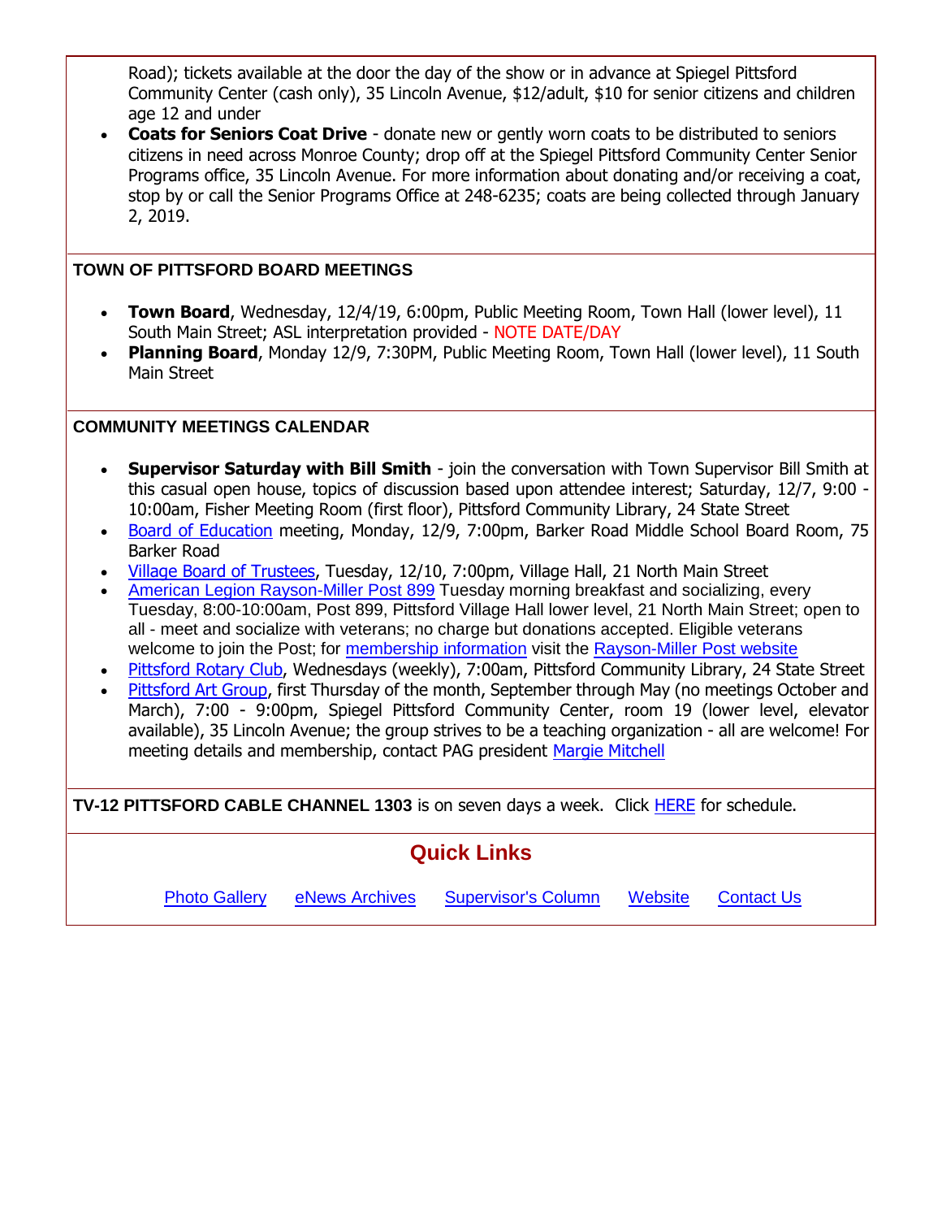Road); tickets available at the door the day of the show or in advance at Spiegel Pittsford Community Center (cash only), 35 Lincoln Avenue, $12/adult, $10 for senior citizens and children age 12 and under

- **Coats for Seniors Coat Drive** - donate new or gently worn coats to be distributed to seniors citizens in need across Monroe County; drop off at the Spiegel Pittsford Community Center Senior Programs office, 35 Lincoln Avenue. For more information about donating and/or receiving a coat, stop by or call the Senior Programs Office at 248-6235; coats are being collected through January 2, 2019.

### TOWN OF PITTSFORD BOARD MEETINGS

- **Town Board**, Wednesday, 12/4/19, 6:00pm, Public Meeting Room, Town Hall (lower level), 11 South Main Street; ASL interpretation provided - NOTE DATE/DAY
- **Planning Board**, Monday 12/9, 7:30PM, Public Meeting Room, Town Hall (lower level), 11 South Main Street

### COMMUNITY MEETINGS CALENDAR

- **Supervisor Saturday with Bill Smith** - join the conversation with Town Supervisor Bill Smith at this casual open house, topics of discussion based upon attendee interest; Saturday, 12/7, 9:00 - 10:00am, Fisher Meeting Room (first floor), Pittsford Community Library, 24 State Street
- Board of Education meeting, Monday, 12/9, 7:00pm, Barker Road Middle School Board Room, 75 Barker Road
- Village Board of Trustees, Tuesday, 12/10, 7:00pm, Village Hall, 21 North Main Street
- American Legion Rayson-Miller Post 899 Tuesday morning breakfast and socializing, every Tuesday, 8:00-10:00am, Post 899, Pittsford Village Hall lower level, 21 North Main Street; open to all - meet and socialize with veterans; no charge but donations accepted. Eligible veterans welcome to join the Post; for membership information visit the Rayson-Miller Post website
- Pittsford Rotary Club, Wednesdays (weekly), 7:00am, Pittsford Community Library, 24 State Street
- Pittsford Art Group, first Thursday of the month, September through May (no meetings October and March), 7:00 - 9:00pm, Spiegel Pittsford Community Center, room 19 (lower level, elevator available), 35 Lincoln Avenue; the group strives to be a teaching organization - all are welcome! For meeting details and membership, contact PAG president Margie Mitchell

**TV-12 PITTSFORD CABLE CHANNEL 1303** is on seven days a week. Click HERE for schedule.

## Quick Links

Photo Gallery    eNews Archives    Supervisor's Column    Website    Contact Us